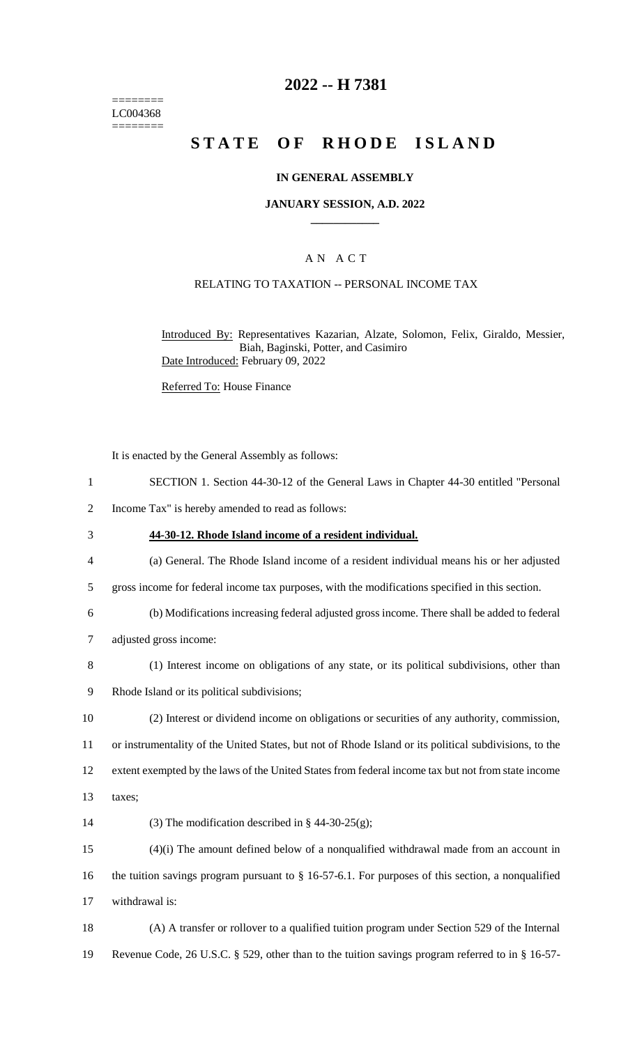========
LC004368
========

# 2022 -- H 7381

# STATE OF RHODE ISLAND

### IN GENERAL ASSEMBLY

### JANUARY SESSION, A.D. 2022

____________

### A N A C T

RELATING TO TAXATION -- PERSONAL INCOME TAX

Introduced By: Representatives Kazarian, Alzate, Solomon, Felix, Giraldo, Messier, Biah, Baginski, Potter, and Casimiro

Date Introduced: February 09, 2022

Referred To: House Finance

It is enacted by the General Assembly as follows:

1 SECTION 1. Section 44-30-12 of the General Laws in Chapter 44-30 entitled "Personal
2 Income Tax" is hereby amended to read as follows:

3 **44-30-12. Rhode Island income of a resident individual.**

4 (a) General. The Rhode Island income of a resident individual means his or her adjusted
5 gross income for federal income tax purposes, with the modifications specified in this section.

6 (b) Modifications increasing federal adjusted gross income. There shall be added to federal
7 adjusted gross income:

8 (1) Interest income on obligations of any state, or its political subdivisions, other than
9 Rhode Island or its political subdivisions;

10 (2) Interest or dividend income on obligations or securities of any authority, commission,
11 or instrumentality of the United States, but not of Rhode Island or its political subdivisions, to the
12 extent exempted by the laws of the United States from federal income tax but not from state income
13 taxes;

14 (3) The modification described in § 44-30-25(g);

15 (4)(i) The amount defined below of a nonqualified withdrawal made from an account in
16 the tuition savings program pursuant to § 16-57-6.1. For purposes of this section, a nonqualified
17 withdrawal is:

18 (A) A transfer or rollover to a qualified tuition program under Section 529 of the Internal
19 Revenue Code, 26 U.S.C. § 529, other than to the tuition savings program referred to in § 16-57-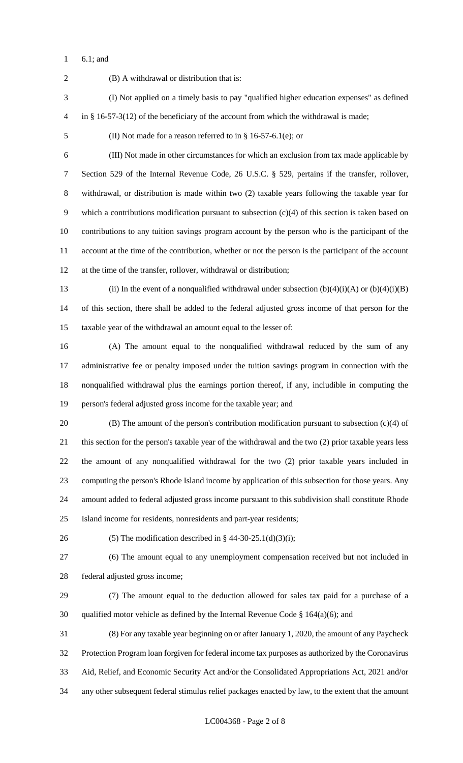6.1; and

(B) A withdrawal or distribution that is:

(I) Not applied on a timely basis to pay "qualified higher education expenses" as defined in § 16-57-3(12) of the beneficiary of the account from which the withdrawal is made;

(II) Not made for a reason referred to in § 16-57-6.1(e); or

(III) Not made in other circumstances for which an exclusion from tax made applicable by Section 529 of the Internal Revenue Code, 26 U.S.C. § 529, pertains if the transfer, rollover, withdrawal, or distribution is made within two (2) taxable years following the taxable year for which a contributions modification pursuant to subsection (c)(4) of this section is taken based on contributions to any tuition savings program account by the person who is the participant of the account at the time of the contribution, whether or not the person is the participant of the account at the time of the transfer, rollover, withdrawal or distribution;

(ii) In the event of a nonqualified withdrawal under subsection (b)(4)(i)(A) or (b)(4)(i)(B) of this section, there shall be added to the federal adjusted gross income of that person for the taxable year of the withdrawal an amount equal to the lesser of:

(A) The amount equal to the nonqualified withdrawal reduced by the sum of any administrative fee or penalty imposed under the tuition savings program in connection with the nonqualified withdrawal plus the earnings portion thereof, if any, includible in computing the person's federal adjusted gross income for the taxable year; and

(B) The amount of the person's contribution modification pursuant to subsection (c)(4) of this section for the person's taxable year of the withdrawal and the two (2) prior taxable years less the amount of any nonqualified withdrawal for the two (2) prior taxable years included in computing the person's Rhode Island income by application of this subsection for those years. Any amount added to federal adjusted gross income pursuant to this subdivision shall constitute Rhode Island income for residents, nonresidents and part-year residents;

(5) The modification described in § 44-30-25.1(d)(3)(i);

(6) The amount equal to any unemployment compensation received but not included in federal adjusted gross income;

(7) The amount equal to the deduction allowed for sales tax paid for a purchase of a qualified motor vehicle as defined by the Internal Revenue Code § 164(a)(6); and

(8) For any taxable year beginning on or after January 1, 2020, the amount of any Paycheck Protection Program loan forgiven for federal income tax purposes as authorized by the Coronavirus Aid, Relief, and Economic Security Act and/or the Consolidated Appropriations Act, 2021 and/or any other subsequent federal stimulus relief packages enacted by law, to the extent that the amount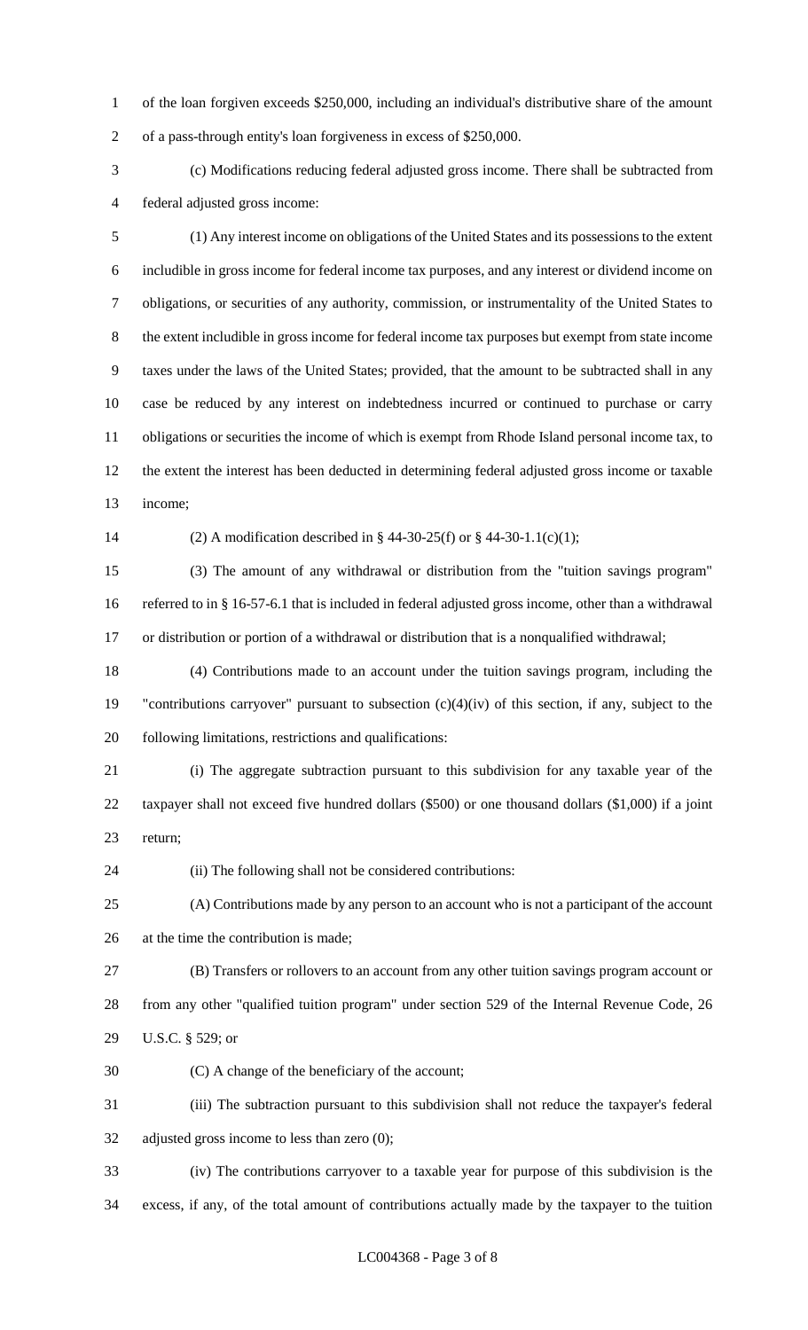of the loan forgiven exceeds $250,000, including an individual's distributive share of the amount of a pass-through entity's loan forgiveness in excess of $250,000.

(c) Modifications reducing federal adjusted gross income. There shall be subtracted from federal adjusted gross income:

(1) Any interest income on obligations of the United States and its possessions to the extent includible in gross income for federal income tax purposes, and any interest or dividend income on obligations, or securities of any authority, commission, or instrumentality of the United States to the extent includible in gross income for federal income tax purposes but exempt from state income taxes under the laws of the United States; provided, that the amount to be subtracted shall in any case be reduced by any interest on indebtedness incurred or continued to purchase or carry obligations or securities the income of which is exempt from Rhode Island personal income tax, to the extent the interest has been deducted in determining federal adjusted gross income or taxable income;

(2) A modification described in § 44-30-25(f) or § 44-30-1.1(c)(1);

(3) The amount of any withdrawal or distribution from the "tuition savings program" referred to in § 16-57-6.1 that is included in federal adjusted gross income, other than a withdrawal or distribution or portion of a withdrawal or distribution that is a nonqualified withdrawal;

(4) Contributions made to an account under the tuition savings program, including the "contributions carryover" pursuant to subsection (c)(4)(iv) of this section, if any, subject to the following limitations, restrictions and qualifications:

(i) The aggregate subtraction pursuant to this subdivision for any taxable year of the taxpayer shall not exceed five hundred dollars ($500) or one thousand dollars ($1,000) if a joint return;

(ii) The following shall not be considered contributions:

(A) Contributions made by any person to an account who is not a participant of the account at the time the contribution is made;

(B) Transfers or rollovers to an account from any other tuition savings program account or from any other "qualified tuition program" under section 529 of the Internal Revenue Code, 26 U.S.C. § 529; or

(C) A change of the beneficiary of the account;

(iii) The subtraction pursuant to this subdivision shall not reduce the taxpayer's federal adjusted gross income to less than zero (0);

(iv) The contributions carryover to a taxable year for purpose of this subdivision is the excess, if any, of the total amount of contributions actually made by the taxpayer to the tuition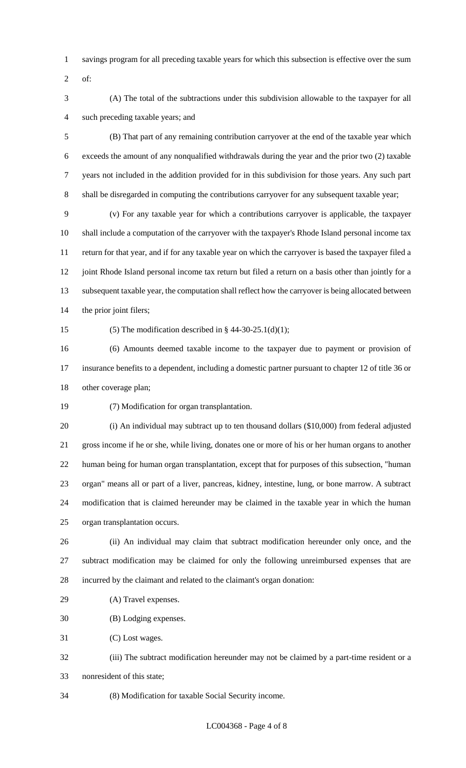savings program for all preceding taxable years for which this subsection is effective over the sum of:

(A) The total of the subtractions under this subdivision allowable to the taxpayer for all such preceding taxable years; and

(B) That part of any remaining contribution carryover at the end of the taxable year which exceeds the amount of any nonqualified withdrawals during the year and the prior two (2) taxable years not included in the addition provided for in this subdivision for those years. Any such part shall be disregarded in computing the contributions carryover for any subsequent taxable year;

(v) For any taxable year for which a contributions carryover is applicable, the taxpayer shall include a computation of the carryover with the taxpayer's Rhode Island personal income tax return for that year, and if for any taxable year on which the carryover is based the taxpayer filed a joint Rhode Island personal income tax return but filed a return on a basis other than jointly for a subsequent taxable year, the computation shall reflect how the carryover is being allocated between the prior joint filers;

(5) The modification described in § 44-30-25.1(d)(1);

(6) Amounts deemed taxable income to the taxpayer due to payment or provision of insurance benefits to a dependent, including a domestic partner pursuant to chapter 12 of title 36 or other coverage plan;

(7) Modification for organ transplantation.

(i) An individual may subtract up to ten thousand dollars ($10,000) from federal adjusted gross income if he or she, while living, donates one or more of his or her human organs to another human being for human organ transplantation, except that for purposes of this subsection, "human organ" means all or part of a liver, pancreas, kidney, intestine, lung, or bone marrow. A subtract modification that is claimed hereunder may be claimed in the taxable year in which the human organ transplantation occurs.

(ii) An individual may claim that subtract modification hereunder only once, and the subtract modification may be claimed for only the following unreimbursed expenses that are incurred by the claimant and related to the claimant's organ donation:

(A) Travel expenses.

(B) Lodging expenses.

(C) Lost wages.

(iii) The subtract modification hereunder may not be claimed by a part-time resident or a nonresident of this state;

(8) Modification for taxable Social Security income.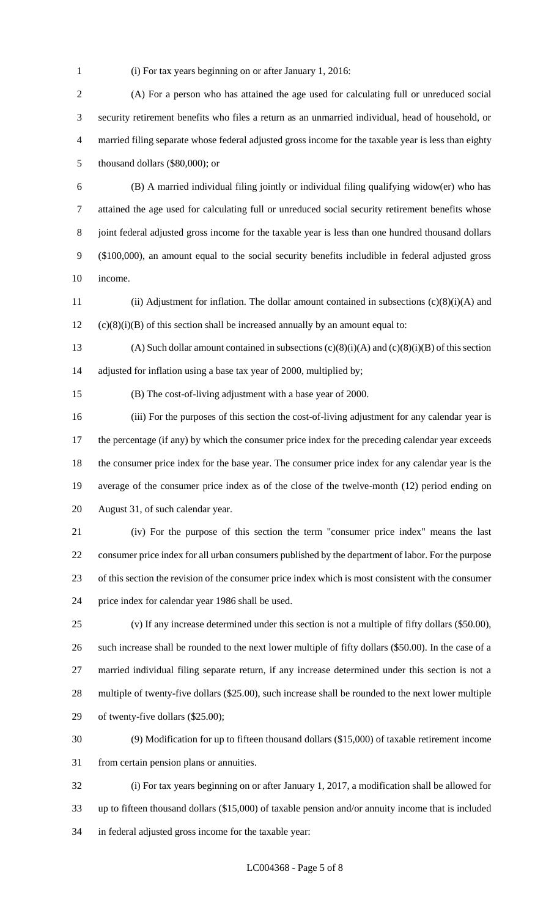(i) For tax years beginning on or after January 1, 2016:

(A) For a person who has attained the age used for calculating full or unreduced social security retirement benefits who files a return as an unmarried individual, head of household, or married filing separate whose federal adjusted gross income for the taxable year is less than eighty thousand dollars ($80,000); or

(B) A married individual filing jointly or individual filing qualifying widow(er) who has attained the age used for calculating full or unreduced social security retirement benefits whose joint federal adjusted gross income for the taxable year is less than one hundred thousand dollars ($100,000), an amount equal to the social security benefits includible in federal adjusted gross income.

(ii) Adjustment for inflation. The dollar amount contained in subsections (c)(8)(i)(A) and (c)(8)(i)(B) of this section shall be increased annually by an amount equal to:

(A) Such dollar amount contained in subsections (c)(8)(i)(A) and (c)(8)(i)(B) of this section adjusted for inflation using a base tax year of 2000, multiplied by;

(B) The cost-of-living adjustment with a base year of 2000.

(iii) For the purposes of this section the cost-of-living adjustment for any calendar year is the percentage (if any) by which the consumer price index for the preceding calendar year exceeds the consumer price index for the base year. The consumer price index for any calendar year is the average of the consumer price index as of the close of the twelve-month (12) period ending on August 31, of such calendar year.

(iv) For the purpose of this section the term "consumer price index" means the last consumer price index for all urban consumers published by the department of labor. For the purpose of this section the revision of the consumer price index which is most consistent with the consumer price index for calendar year 1986 shall be used.

(v) If any increase determined under this section is not a multiple of fifty dollars ($50.00), such increase shall be rounded to the next lower multiple of fifty dollars ($50.00). In the case of a married individual filing separate return, if any increase determined under this section is not a multiple of twenty-five dollars ($25.00), such increase shall be rounded to the next lower multiple of twenty-five dollars ($25.00);

(9) Modification for up to fifteen thousand dollars ($15,000) of taxable retirement income from certain pension plans or annuities.

(i) For tax years beginning on or after January 1, 2017, a modification shall be allowed for up to fifteen thousand dollars ($15,000) of taxable pension and/or annuity income that is included in federal adjusted gross income for the taxable year: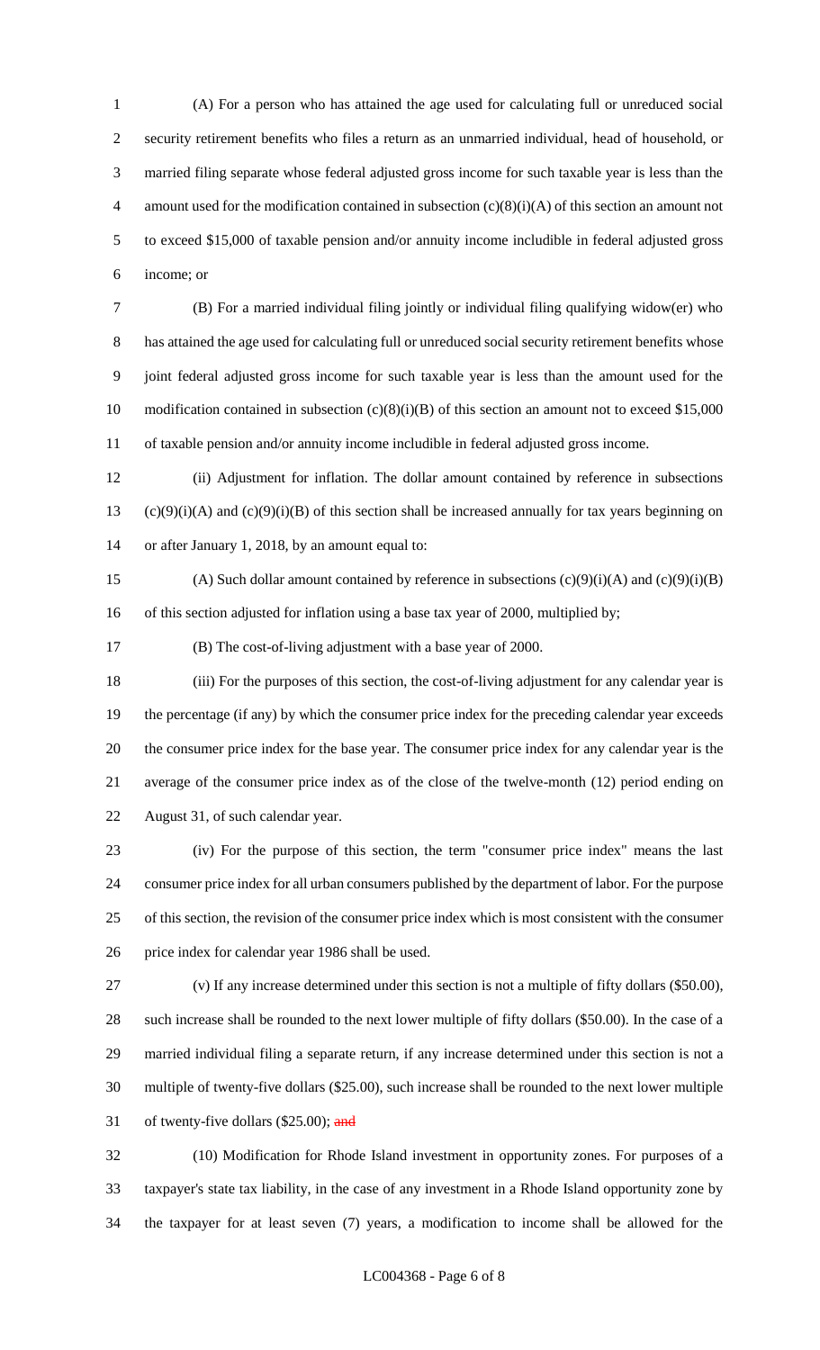(A) For a person who has attained the age used for calculating full or unreduced social security retirement benefits who files a return as an unmarried individual, head of household, or married filing separate whose federal adjusted gross income for such taxable year is less than the amount used for the modification contained in subsection (c)(8)(i)(A) of this section an amount not to exceed $15,000 of taxable pension and/or annuity income includible in federal adjusted gross income; or

(B) For a married individual filing jointly or individual filing qualifying widow(er) who has attained the age used for calculating full or unreduced social security retirement benefits whose joint federal adjusted gross income for such taxable year is less than the amount used for the modification contained in subsection (c)(8)(i)(B) of this section an amount not to exceed $15,000 of taxable pension and/or annuity income includible in federal adjusted gross income.

(ii) Adjustment for inflation. The dollar amount contained by reference in subsections (c)(9)(i)(A) and (c)(9)(i)(B) of this section shall be increased annually for tax years beginning on or after January 1, 2018, by an amount equal to:

(A) Such dollar amount contained by reference in subsections (c)(9)(i)(A) and (c)(9)(i)(B) of this section adjusted for inflation using a base tax year of 2000, multiplied by;

(B) The cost-of-living adjustment with a base year of 2000.

(iii) For the purposes of this section, the cost-of-living adjustment for any calendar year is the percentage (if any) by which the consumer price index for the preceding calendar year exceeds the consumer price index for the base year. The consumer price index for any calendar year is the average of the consumer price index as of the close of the twelve-month (12) period ending on August 31, of such calendar year.

(iv) For the purpose of this section, the term "consumer price index" means the last consumer price index for all urban consumers published by the department of labor. For the purpose of this section, the revision of the consumer price index which is most consistent with the consumer price index for calendar year 1986 shall be used.

(v) If any increase determined under this section is not a multiple of fifty dollars ($50.00), such increase shall be rounded to the next lower multiple of fifty dollars ($50.00). In the case of a married individual filing a separate return, if any increase determined under this section is not a multiple of twenty-five dollars ($25.00), such increase shall be rounded to the next lower multiple of twenty-five dollars ($25.00); ~~and~~

(10) Modification for Rhode Island investment in opportunity zones. For purposes of a taxpayer's state tax liability, in the case of any investment in a Rhode Island opportunity zone by the taxpayer for at least seven (7) years, a modification to income shall be allowed for the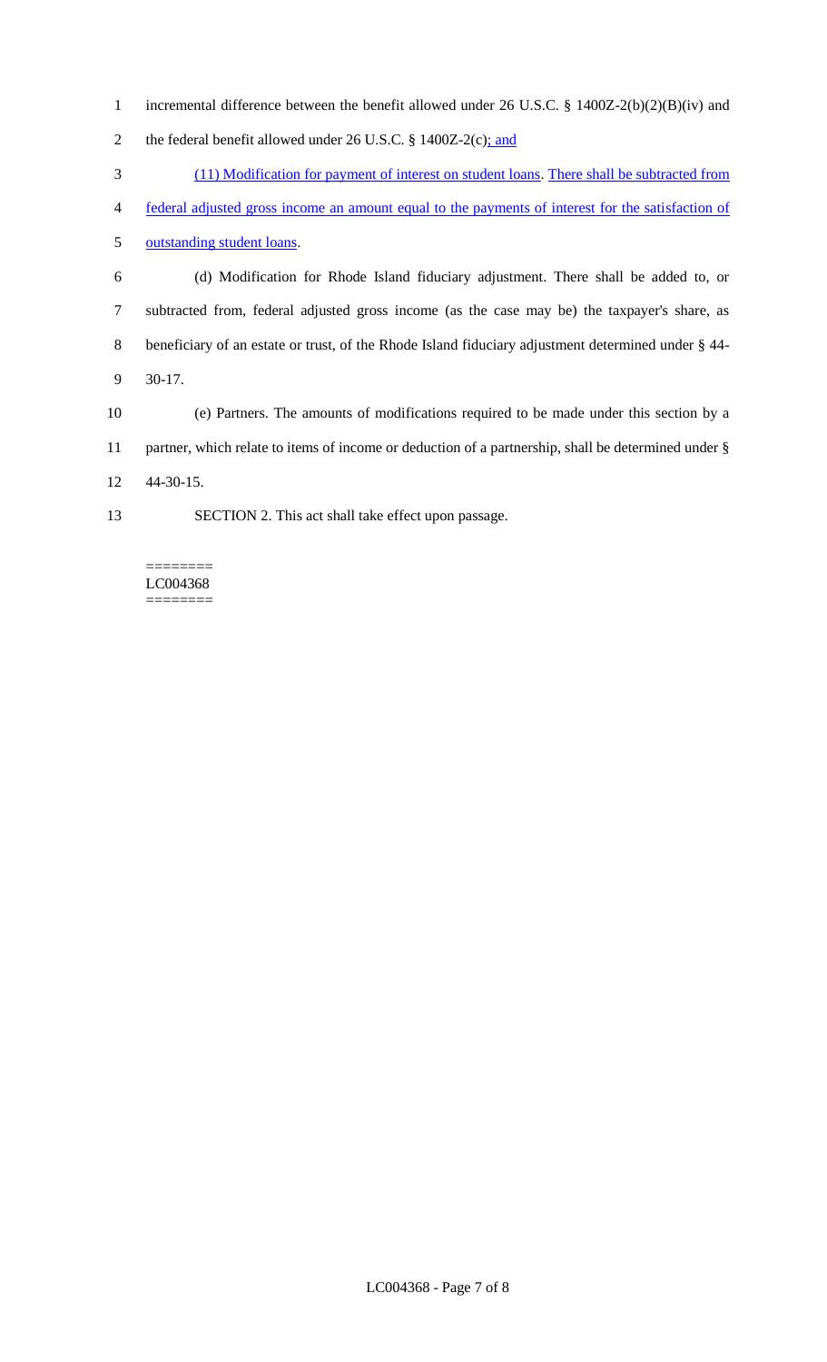incremental difference between the benefit allowed under 26 U.S.C. § 1400Z-2(b)(2)(B)(iv) and the federal benefit allowed under 26 U.S.C. § 1400Z-2(c); and

(11) Modification for payment of interest on student loans. There shall be subtracted from federal adjusted gross income an amount equal to the payments of interest for the satisfaction of outstanding student loans.

(d) Modification for Rhode Island fiduciary adjustment. There shall be added to, or subtracted from, federal adjusted gross income (as the case may be) the taxpayer's share, as beneficiary of an estate or trust, of the Rhode Island fiduciary adjustment determined under § 44-30-17.

(e) Partners. The amounts of modifications required to be made under this section by a partner, which relate to items of income or deduction of a partnership, shall be determined under § 44-30-15.

SECTION 2. This act shall take effect upon passage.

========
LC004368
========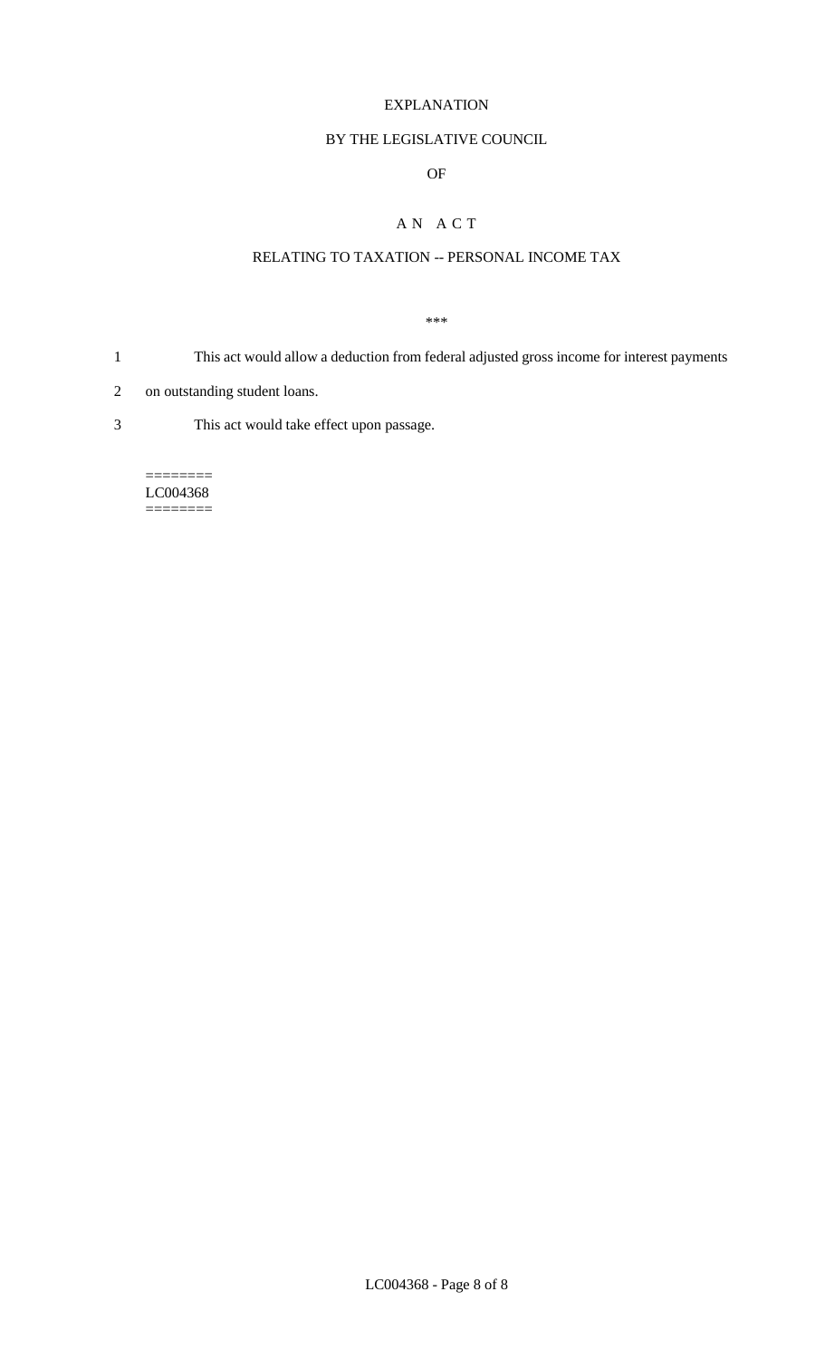EXPLANATION

BY THE LEGISLATIVE COUNCIL

OF

A N  A C T

RELATING TO TAXATION -- PERSONAL INCOME TAX

\*\*\*

1 This act would allow a deduction from federal adjusted gross income for interest payments

2 on outstanding student loans.

3 This act would take effect upon passage.

========
LC004368
========